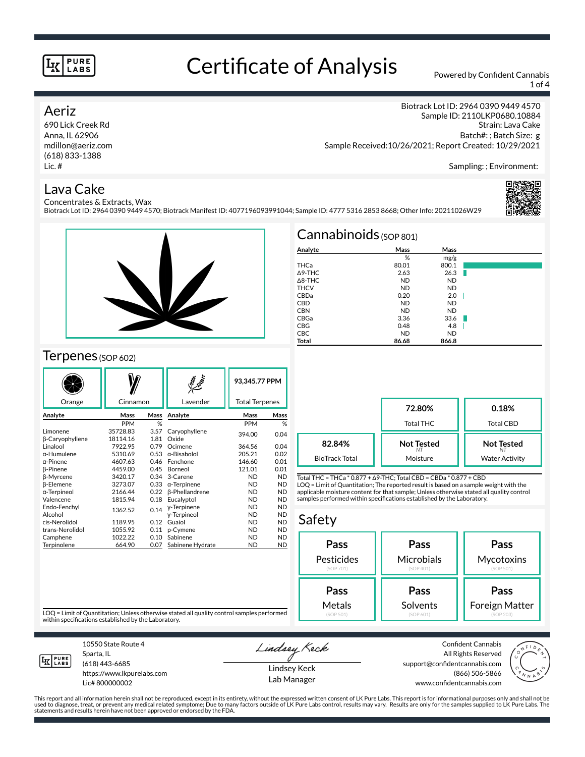# Certificate of Analysis

Powered by Confident Cannabis

## Aeriz

690 Lick Creek Rd
Anna, IL 62906
mdillon@aeriz.com
(618) 833-1388
Lic. #

Biotrack Lot ID: 2964 0390 9449 4570
Sample ID: 2110LKP0680.10884
Strain: Lava Cake
Batch#: ; Batch Size: g
Sample Received:10/26/2021; Report Created: 10/29/2021

Sampling: ; Environment:

## Lava Cake

Concentrates & Extracts, Wax
Biotrack Lot ID: 2964 0390 9449 4570; Biotrack Manifest ID: 4077196093991044; Sample ID: 4777 5316 2853 8668; Other Info: 20211026W29

## Cannabinoids (SOP 801)

| Analyte | Mass % | Mass mg/g |
|---|---|---|
| THCa | 80.01 | 800.1 |
| Δ9-THC | 2.63 | 26.3 |
| Δ8-THC | ND | ND |
| THCV | ND | ND |
| CBDa | 0.20 | 2.0 |
| CBD | ND | ND |
| CBN | ND | ND |
| CBGa | 3.36 | 33.6 |
| CBG | 0.48 | 4.8 |
| CBC | ND | ND |
| **Total** | **86.68** | **866.8** |

| | |
|---|---|
| **72.80%** | Total THC |
| **0.18%** | Total CBD |
| **82.84%** | BioTrack Total |
| **Not Tested** (NT) | Moisture |
| **Not Tested** (NT) | Water Activity |

Total THC = THCa * 0.877 + Δ9-THC; Total CBD = CBDa * 0.877 + CBD
LOQ = Limit of Quantitation; The reported result is based on a sample weight with the applicable moisture content for that sample; Unless otherwise stated all quality control samples performed within specifications established by the Laboratory.

## Terpenes (SOP 602)

Orange | Cinnamon | Lavender | **93,345.77 PPM** Total Terpenes

| Analyte | Mass PPM | Mass % | Analyte | Mass PPM | Mass % |
|---|---|---|---|---|---|
| Limonene | 35728.83 | 3.57 | Caryophyllene Oxide | 394.00 | 0.04 |
| β-Caryophyllene | 18114.16 | 1.81 | Ocimene | 364.56 | 0.04 |
| Linalool | 7922.95 | 0.79 | α-Bisabolol | 205.21 | 0.02 |
| α-Humulene | 5310.69 | 0.53 | Fenchone | 146.60 | 0.01 |
| α-Pinene | 4607.63 | 0.46 | Borneol | 121.01 | 0.01 |
| β-Pinene | 4459.00 | 0.45 | 3-Carene | ND | ND |
| β-Myrcene | 3420.17 | 0.34 | α-Terpinene | ND | ND |
| β-Elemene | 3273.07 | 0.33 | β-Phellandrene | ND | ND |
| α-Terpineol | 2166.44 | 0.22 | Eucalyptol | ND | ND |
| Valencene | 1815.94 | 0.18 | γ-Terpinene | ND | ND |
| Endo-Fenchyl Alcohol | 1362.52 | 0.14 | γ-Terpineol | ND | ND |
| cis-Nerolidol | 1189.95 | 0.12 | Guaiol | ND | ND |
| trans-Nerolidol | 1055.92 | 0.11 | p-Cymene | ND | ND |
| Camphene | 1022.22 | 0.10 | Sabinene | ND | ND |
| Terpinolene | 664.90 | 0.07 | Sabinene Hydrate | ND | ND |

LOQ = Limit of Quantitation; Unless otherwise stated all quality control samples performed within specifications established by the Laboratory.

## Safety

| Test | Result |
|---|---|
| Pesticides (SOP 701) | **Pass** |
| Microbials (SOP 401) | **Pass** |
| Mycotoxins (SOP 501) | **Pass** |
| Metals (SOP 501) | **Pass** |
| Solvents (SOP 601) | **Pass** |
| Foreign Matter (SOP 203) | **Pass** |

10550 State Route 4
Sparta, IL
(618) 443-6685
https://www.lkpurelabs.com
Lic# 800000002

Lindsey Keck
Lab Manager

Confident Cannabis
All Rights Reserved
support@confidentcannabis.com
(866) 506-5866
www.confidentcannabis.com

This report and all information herein shall not be reproduced, except in its entirety, without the expressed written consent of LK Pure Labs. This report is for informational purposes only and shall not be used to diagnose, treat, or prevent any medical related symptome; Due to many factors outside of LK Pure Labs control, results may vary. Results are only for the samples supplied to LK Pure Labs. The statements and results herein have not been approved or endorsed by the FDA.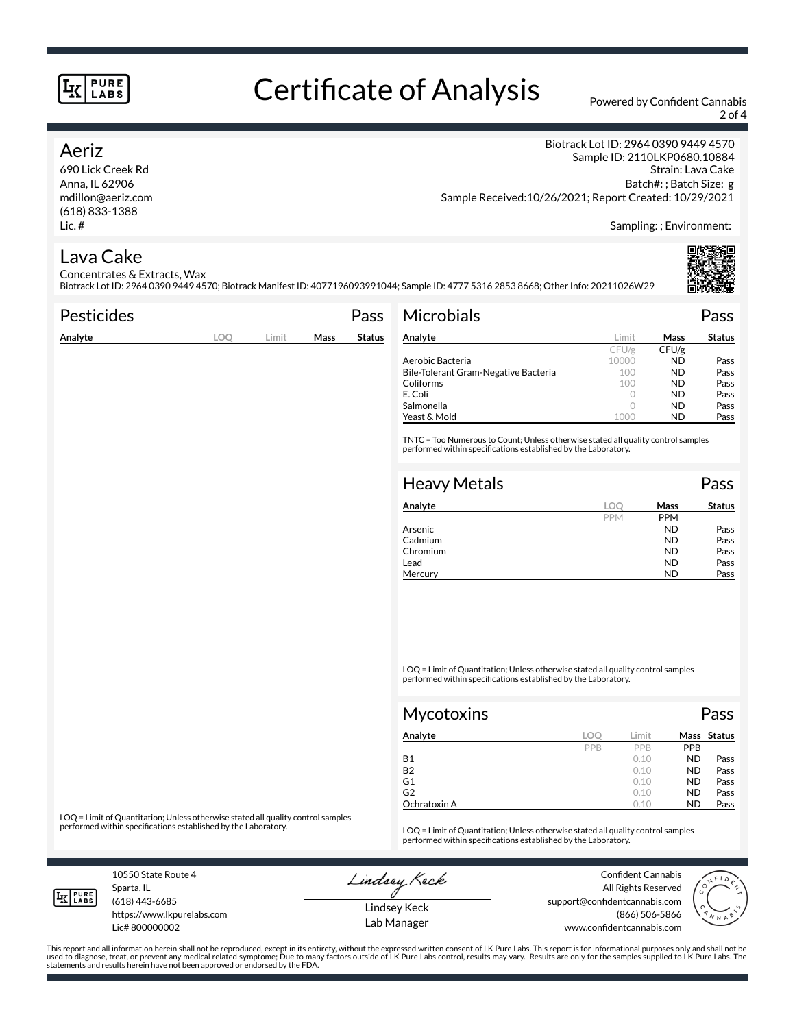# Certificate of Analysis

Powered by Confident Cannabis

## Aeriz

690 Lick Creek Rd
Anna, IL 62906
mdillon@aeriz.com
(618) 833-1388
Lic. #

Biotrack Lot ID: 2964 0390 9449 4570
Sample ID: 2110LKP0680.10884
Strain: Lava Cake
Batch#: ; Batch Size: g
Sample Received:10/26/2021; Report Created: 10/29/2021

Sampling: ; Environment:

## Lava Cake

Concentrates & Extracts, Wax
Biotrack Lot ID: 2964 0390 9449 4570; Biotrack Manifest ID: 4077196093991044; Sample ID: 4777 5316 2853 8668; Other Info: 20211026W29

### Pesticides — Pass

| Analyte | LOQ | Limit | Mass | Status |
|---|---|---|---|---|

LOQ = Limit of Quantitation; Unless otherwise stated all quality control samples performed within specifications established by the Laboratory.

### Microbials — Pass

| Analyte | Limit | Mass | Status |
|---|---|---|---|
| | CFU/g | CFU/g | |
| Aerobic Bacteria | 10000 | ND | Pass |
| Bile-Tolerant Gram-Negative Bacteria | 100 | ND | Pass |
| Coliforms | 100 | ND | Pass |
| E. Coli | 0 | ND | Pass |
| Salmonella | 0 | ND | Pass |
| Yeast & Mold | 1000 | ND | Pass |

TNTC = Too Numerous to Count; Unless otherwise stated all quality control samples performed within specifications established by the Laboratory.

### Heavy Metals — Pass

| Analyte | LOQ | Mass | Status |
|---|---|---|---|
| | PPM | PPM | |
| Arsenic | | ND | Pass |
| Cadmium | | ND | Pass |
| Chromium | | ND | Pass |
| Lead | | ND | Pass |
| Mercury | | ND | Pass |

LOQ = Limit of Quantitation; Unless otherwise stated all quality control samples performed within specifications established by the Laboratory.

### Mycotoxins — Pass

| Analyte | LOQ | Limit | Mass | Status |
|---|---|---|---|---|
| | PPB | PPB | PPB | |
| B1 | | 0.10 | ND | Pass |
| B2 | | 0.10 | ND | Pass |
| G1 | | 0.10 | ND | Pass |
| G2 | | 0.10 | ND | Pass |
| Ochratoxin A | | 0.10 | ND | Pass |

LOQ = Limit of Quantitation; Unless otherwise stated all quality control samples performed within specifications established by the Laboratory.

10550 State Route 4
Sparta, IL
(618) 443-6685
https://www.lkpurelabs.com
Lic# 800000002

Lindsey Keck
Lab Manager

Confident Cannabis
All Rights Reserved
support@confidentcannabis.com
(866) 506-5866
www.confidentcannabis.com

This report and all information herein shall not be reproduced, except in its entirety, without the expressed written consent of LK Pure Labs. This report is for informational purposes only and shall not be used to diagnose, treat, or prevent any medical related symptome; Due to many factors outside of LK Pure Labs control, results may vary. Results are only for the samples supplied to LK Pure Labs. The statements and results herein have not been approved or endorsed by the FDA.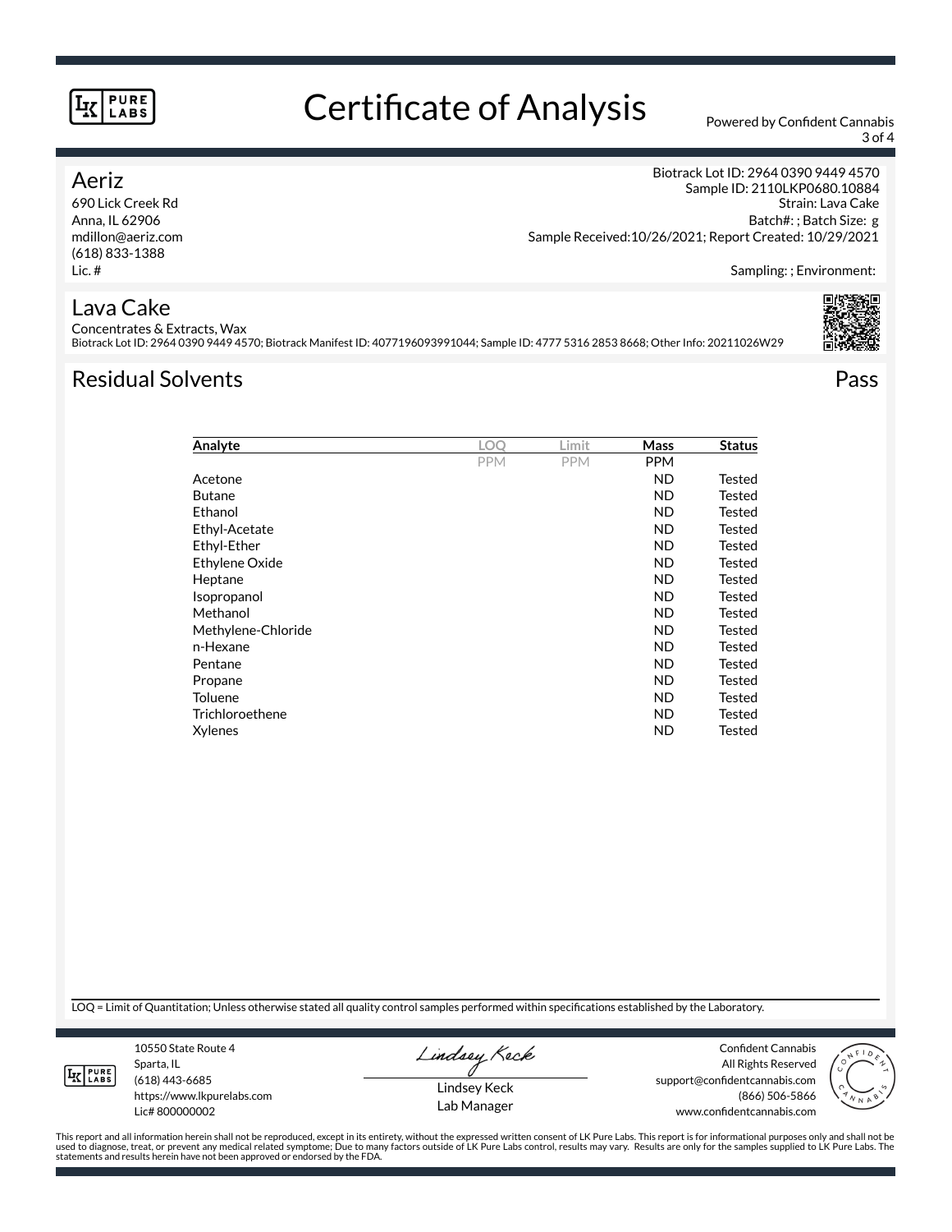# Certificate of Analysis

Powered by Confident Cannabis

## Aeriz

690 Lick Creek Rd
Anna, IL 62906
mdillon@aeriz.com
(618) 833-1388
Lic. #

Biotrack Lot ID: 2964 0390 9449 4570
Sample ID: 2110LKP0680.10884
Strain: Lava Cake
Batch#: ; Batch Size: g
Sample Received:10/26/2021; Report Created: 10/29/2021

Sampling: ; Environment:

## Lava Cake

Concentrates & Extracts, Wax
Biotrack Lot ID: 2964 0390 9449 4570; Biotrack Manifest ID: 4077196093991044; Sample ID: 4777 5316 2853 8668; Other Info: 20211026W29

## Residual Solvents

Pass

| Analyte | LOQ | Limit | Mass | Status |
|---|---|---|---|---|
| | PPM | PPM | PPM | |
| Acetone | | | ND | Tested |
| Butane | | | ND | Tested |
| Ethanol | | | ND | Tested |
| Ethyl-Acetate | | | ND | Tested |
| Ethyl-Ether | | | ND | Tested |
| Ethylene Oxide | | | ND | Tested |
| Heptane | | | ND | Tested |
| Isopropanol | | | ND | Tested |
| Methanol | | | ND | Tested |
| Methylene-Chloride | | | ND | Tested |
| n-Hexane | | | ND | Tested |
| Pentane | | | ND | Tested |
| Propane | | | ND | Tested |
| Toluene | | | ND | Tested |
| Trichloroethene | | | ND | Tested |
| Xylenes | | | ND | Tested |

LOQ = Limit of Quantitation; Unless otherwise stated all quality control samples performed within specifications established by the Laboratory.

10550 State Route 4
Sparta, IL
(618) 443-6685
https://www.lkpurelabs.com
Lic# 800000002

Lindsey Keck
Lab Manager

Confident Cannabis
All Rights Reserved
support@confidentcannabis.com
(866) 506-5866
www.confidentcannabis.com

This report and all information herein shall not be reproduced, except in its entirety, without the expressed written consent of LK Pure Labs. This report is for informational purposes only and shall not be used to diagnose, treat, or prevent any medical related symptome; Due to many factors outside of LK Pure Labs control, results may vary. Results are only for the samples supplied to LK Pure Labs. The statements and results herein have not been approved or endorsed by the FDA.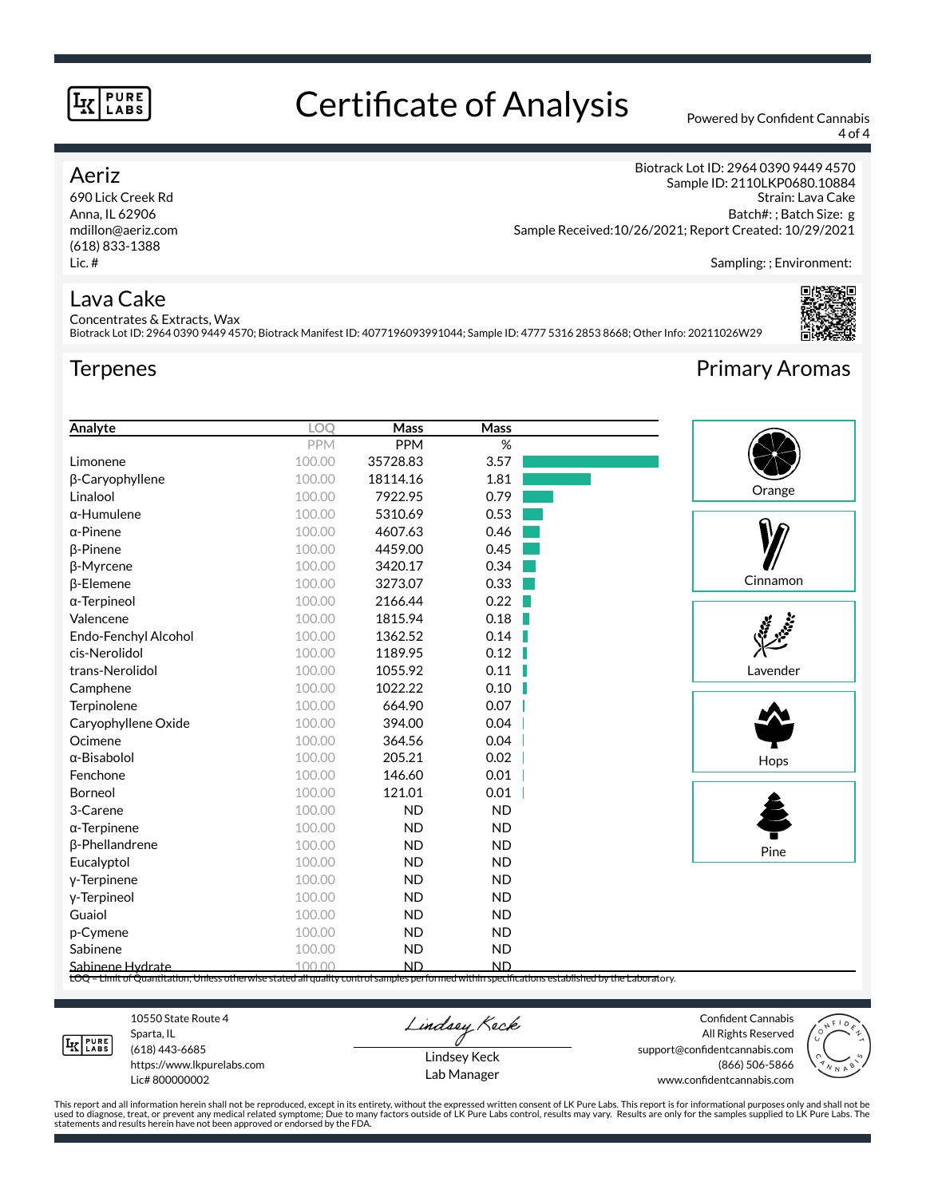# Certificate of Analysis

Powered by Confident Cannabis

## Aeriz

690 Lick Creek Rd
Anna, IL 62906
mdillon@aeriz.com
(618) 833-1388
Lic. #

Biotrack Lot ID: 2964 0390 9449 4570
Sample ID: 2110LKP0680.10884
Strain: Lava Cake
Batch#: ; Batch Size: g
Sample Received:10/26/2021; Report Created: 10/29/2021

Sampling: ; Environment:

## Lava Cake

Concentrates & Extracts, Wax
Biotrack Lot ID: 2964 0390 9449 4570; Biotrack Manifest ID: 4077196093991044; Sample ID: 4777 5316 2853 8668; Other Info: 20211026W29

## Terpenes

| Analyte | LOQ | Mass | Mass |
|---|---|---|---|
| | PPM | PPM | % |
| Limonene | 100.00 | 35728.83 | 3.57 |
| β-Caryophyllene | 100.00 | 18114.16 | 1.81 |
| Linalool | 100.00 | 7922.95 | 0.79 |
| α-Humulene | 100.00 | 5310.69 | 0.53 |
| α-Pinene | 100.00 | 4607.63 | 0.46 |
| β-Pinene | 100.00 | 4459.00 | 0.45 |
| β-Myrcene | 100.00 | 3420.17 | 0.34 |
| β-Elemene | 100.00 | 3273.07 | 0.33 |
| α-Terpineol | 100.00 | 2166.44 | 0.22 |
| Valencene | 100.00 | 1815.94 | 0.18 |
| Endo-Fenchyl Alcohol | 100.00 | 1362.52 | 0.14 |
| cis-Nerolidol | 100.00 | 1189.95 | 0.12 |
| trans-Nerolidol | 100.00 | 1055.92 | 0.11 |
| Camphene | 100.00 | 1022.22 | 0.10 |
| Terpinolene | 100.00 | 664.90 | 0.07 |
| Caryophyllene Oxide | 100.00 | 394.00 | 0.04 |
| Ocimene | 100.00 | 364.56 | 0.04 |
| α-Bisabolol | 100.00 | 205.21 | 0.02 |
| Fenchone | 100.00 | 146.60 | 0.01 |
| Borneol | 100.00 | 121.01 | 0.01 |
| 3-Carene | 100.00 | ND | ND |
| α-Terpinene | 100.00 | ND | ND |
| β-Phellandrene | 100.00 | ND | ND |
| Eucalyptol | 100.00 | ND | ND |
| γ-Terpinene | 100.00 | ND | ND |
| γ-Terpineol | 100.00 | ND | ND |
| Guaiol | 100.00 | ND | ND |
| p-Cymene | 100.00 | ND | ND |
| Sabinene | 100.00 | ND | ND |
| Sabinene Hydrate | 100.00 | ND | ND |

LOQ = Limit of Quantitation; Unless otherwise stated all quality control samples performed within specifications established by the Laboratory.

## Primary Aromas

Orange

Cinnamon

Lavender

Hops

Pine

10550 State Route 4
Sparta, IL
(618) 443-6685
https://www.lkpurelabs.com
Lic# 800000002

Lindsey Keck
Lab Manager

Confident Cannabis
All Rights Reserved
support@confidentcannabis.com
(866) 506-5866
www.confidentcannabis.com

This report and all information herein shall not be reproduced, except in its entirety, without the expressed written consent of LK Pure Labs. This report is for informational purposes only and shall not be used to diagnose, treat, or prevent any medical related symptome; Due to many factors outside of LK Pure Labs control, results may vary. Results are only for the samples supplied to LK Pure Labs. The statements and results herein have not been approved or endorsed by the FDA.